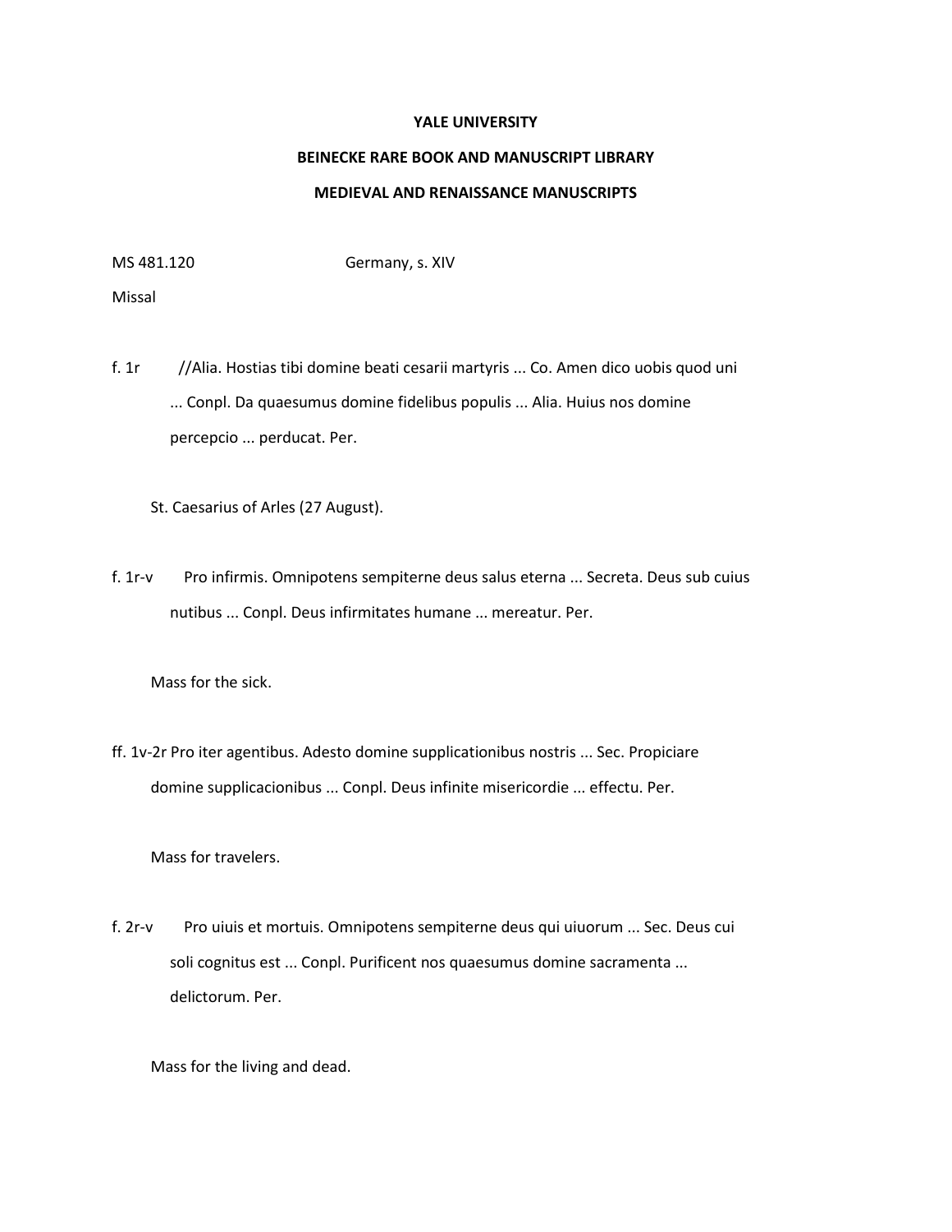**YALE UNIVERSITY**

**BEINECKE RARE BOOK AND MANUSCRIPT LIBRARY**

**MEDIEVAL AND RENAISSANCE MANUSCRIPTS**

MS 481.120 Germany, s. XIV

Missal

f. 1r //Alia. Hostias tibi domine beati cesarii martyris ... Co. Amen dico uobis quod uni ... Conpl. Da quaesumus domine fidelibus populis ... Alia. Huius nos domine percepcio ... perducat. Per.

St. Caesarius of Arles (27 August).

f. 1r-v Pro infirmis. Omnipotens sempiterne deus salus eterna ... Secreta. Deus sub cuius nutibus ... Conpl. Deus infirmitates humane ... mereatur. Per.

Mass for the sick.

ff. 1v-2r Pro iter agentibus. Adesto domine supplicationibus nostris ... Sec. Propiciare domine supplicacionibus ... Conpl. Deus infinite misericordie ... effectu. Per.

Mass for travelers.

f. 2r-v Pro uiuis et mortuis. Omnipotens sempiterne deus qui uiuorum ... Sec. Deus cui soli cognitus est ... Conpl. Purificent nos quaesumus domine sacramenta ... delictorum. Per.

Mass for the living and dead.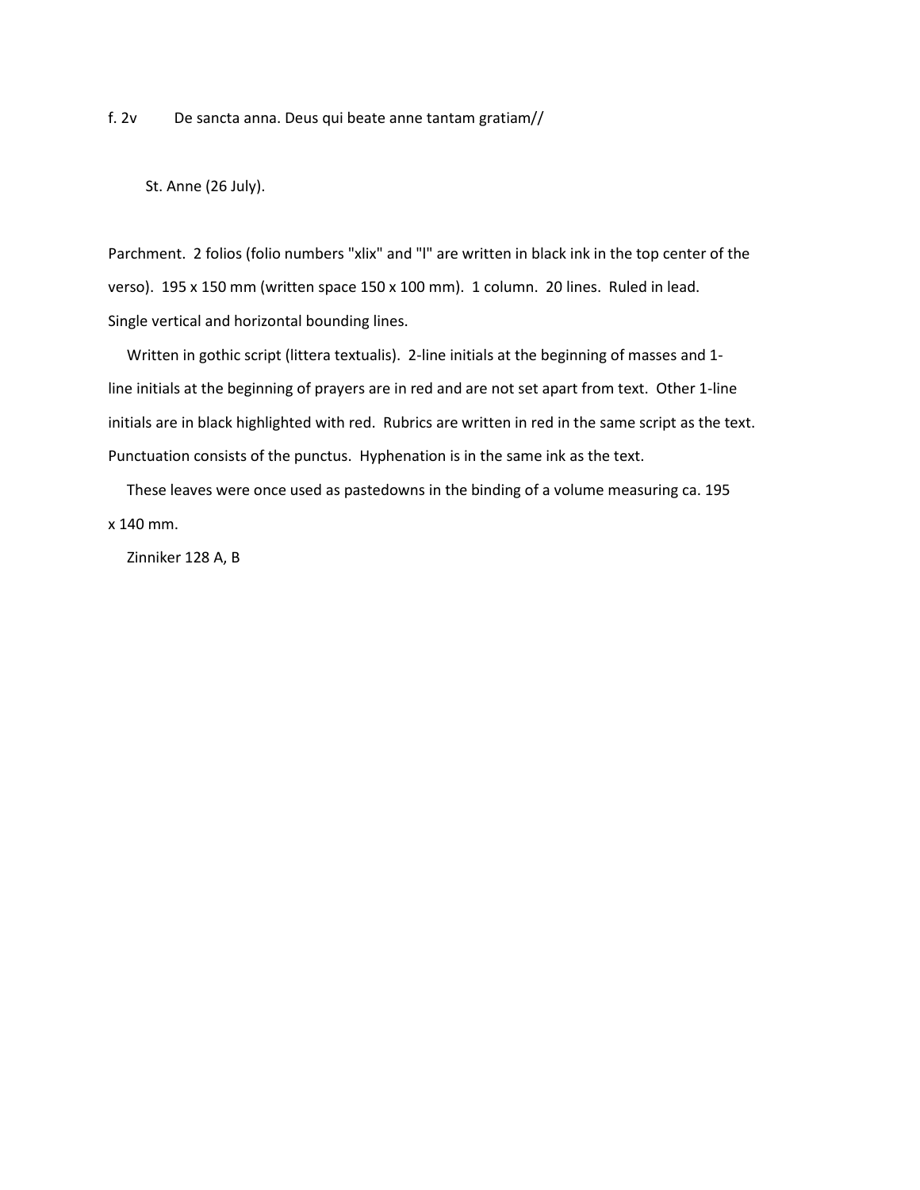f. 2v De sancta anna. Deus qui beate anne tantam gratiam//

St. Anne (26 July).

Parchment. 2 folios (folio numbers "xlix" and "l" are written in black ink in the top center of the verso). 195 x 150 mm (written space 150 x 100 mm). 1 column. 20 lines. Ruled in lead. Single vertical and horizontal bounding lines.

Written in gothic script (littera textualis). 2-line initials at the beginning of masses and 1-line initials at the beginning of prayers are in red and are not set apart from text. Other 1-line initials are in black highlighted with red. Rubrics are written in red in the same script as the text. Punctuation consists of the punctus. Hyphenation is in the same ink as the text.

These leaves were once used as pastedowns in the binding of a volume measuring ca. 195 x 140 mm.

Zinniker 128 A, B